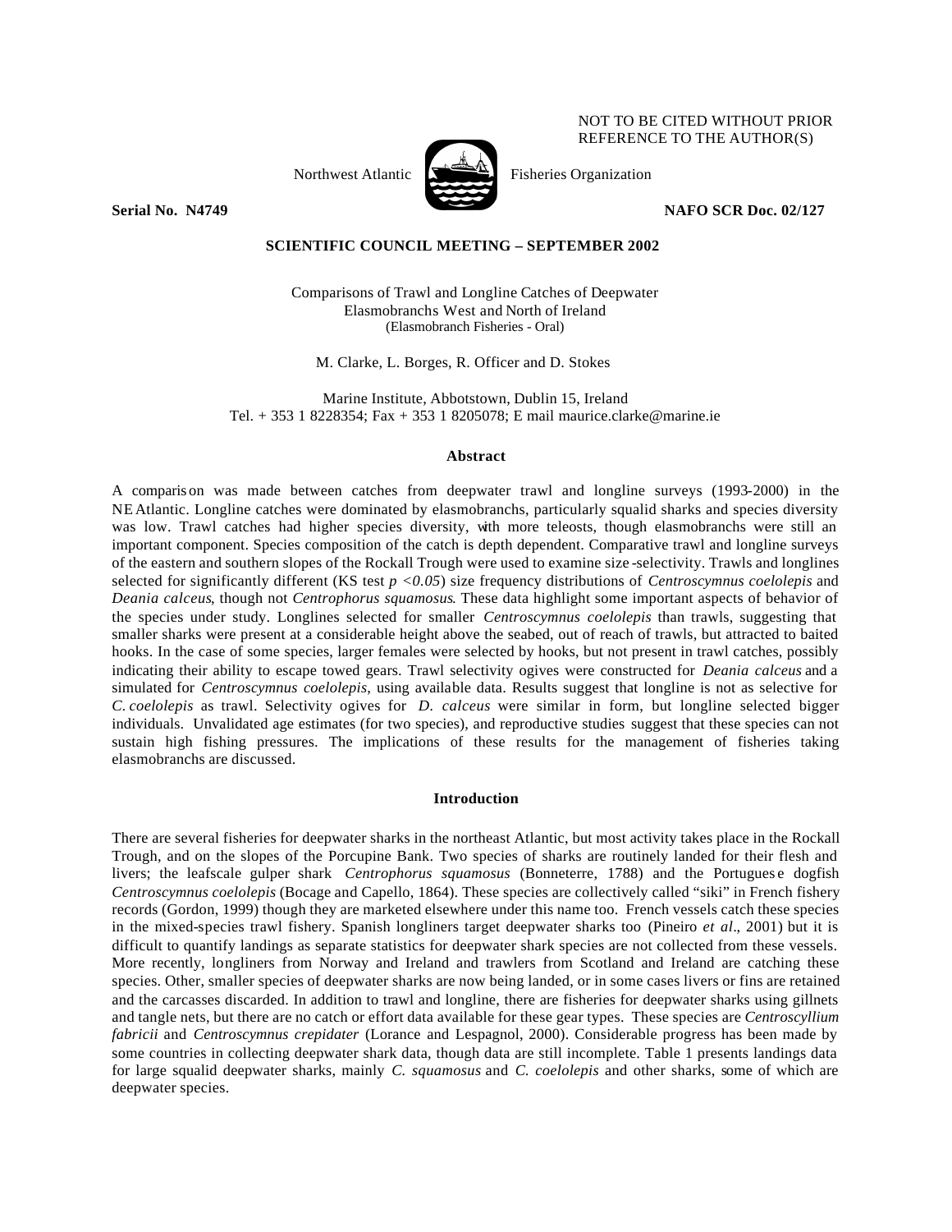NOT TO BE CITED WITHOUT PRIOR REFERENCE TO THE AUTHOR(S)

Northwest Atlantic Fisheries Organization

**Serial No. N4749** **NAFO SCR Doc. 02/127**

**SCIENTIFIC COUNCIL MEETING – SEPTEMBER 2002**

# Comparisons of Trawl and Longline Catches of Deepwater Elasmobranchs West and North of Ireland

(Elasmobranch Fisheries - Oral)

M. Clarke, L. Borges, R. Officer and D. Stokes

Marine Institute, Abbotstown, Dublin 15, Ireland
Tel. + 353 1 8228354; Fax + 353 1 8205078; E mail maurice.clarke@marine.ie

## Abstract

A comparison was made between catches from deepwater trawl and longline surveys (1993-2000) in the NE Atlantic. Longline catches were dominated by elasmobranchs, particularly squalid sharks and species diversity was low. Trawl catches had higher species diversity, with more teleosts, though elasmobranchs were still an important component. Species composition of the catch is depth dependent. Comparative trawl and longline surveys of the eastern and southern slopes of the Rockall Trough were used to examine size-selectivity. Trawls and longlines selected for significantly different (KS test $p < 0.05$) size frequency distributions of *Centroscymnus coelolepis* and *Deania calceus*, though not *Centrophorus squamosus*. These data highlight some important aspects of behavior of the species under study. Longlines selected for smaller *Centroscymnus coelolepis* than trawls, suggesting that smaller sharks were present at a considerable height above the seabed, out of reach of trawls, but attracted to baited hooks. In the case of some species, larger females were selected by hooks, but not present in trawl catches, possibly indicating their ability to escape towed gears. Trawl selectivity ogives were constructed for *Deania calceus* and a simulated for *Centroscymnus coelolepis*, using available data. Results suggest that longline is not as selective for *C. coelolepis* as trawl. Selectivity ogives for *D. calceus* were similar in form, but longline selected bigger individuals. Unvalidated age estimates (for two species), and reproductive studies suggest that these species can not sustain high fishing pressures. The implications of these results for the management of fisheries taking elasmobranchs are discussed.

## Introduction

There are several fisheries for deepwater sharks in the northeast Atlantic, but most activity takes place in the Rockall Trough, and on the slopes of the Porcupine Bank. Two species of sharks are routinely landed for their flesh and livers; the leafscale gulper shark *Centrophorus squamosus* (Bonneterre, 1788) and the Portuguese dogfish *Centroscymnus coelolepis* (Bocage and Capello, 1864). These species are collectively called "siki" in French fishery records (Gordon, 1999) though they are marketed elsewhere under this name too. French vessels catch these species in the mixed-species trawl fishery. Spanish longliners target deepwater sharks too (Pineiro *et al*., 2001) but it is difficult to quantify landings as separate statistics for deepwater shark species are not collected from these vessels. More recently, longliners from Norway and Ireland and trawlers from Scotland and Ireland are catching these species. Other, smaller species of deepwater sharks are now being landed, or in some cases livers or fins are retained and the carcasses discarded. In addition to trawl and longline, there are fisheries for deepwater sharks using gillnets and tangle nets, but there are no catch or effort data available for these gear types. These species are *Centroscyllium fabricii* and *Centroscymnus crepidater* (Lorance and Lespagnol, 2000). Considerable progress has been made by some countries in collecting deepwater shark data, though data are still incomplete. Table 1 presents landings data for large squalid deepwater sharks, mainly *C. squamosus* and *C. coelolepis* and other sharks, some of which are deepwater species.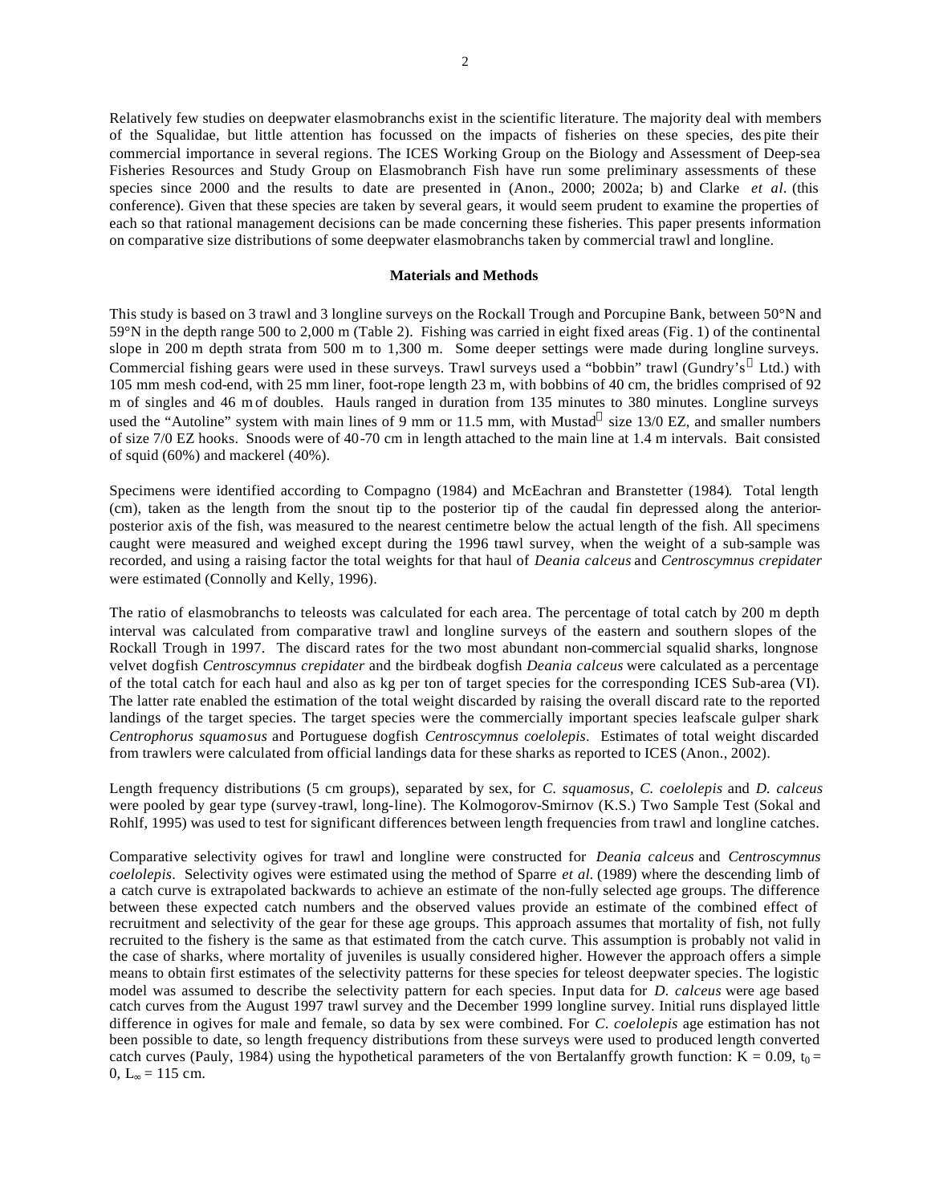Relatively few studies on deepwater elasmobranchs exist in the scientific literature. The majority deal with members of the Squalidae, but little attention has focussed on the impacts of fisheries on these species, despite their commercial importance in several regions. The ICES Working Group on the Biology and Assessment of Deep-sea Fisheries Resources and Study Group on Elasmobranch Fish have run some preliminary assessments of these species since 2000 and the results to date are presented in (Anon., 2000; 2002a; b) and Clarke *et al.* (this conference). Given that these species are taken by several gears, it would seem prudent to examine the properties of each so that rational management decisions can be made concerning these fisheries. This paper presents information on comparative size distributions of some deepwater elasmobranchs taken by commercial trawl and longline.

**Materials and Methods**

This study is based on 3 trawl and 3 longline surveys on the Rockall Trough and Porcupine Bank, between 50°N and 59°N in the depth range 500 to 2,000 m (Table 2). Fishing was carried in eight fixed areas (Fig. 1) of the continental slope in 200 m depth strata from 500 m to 1,300 m. Some deeper settings were made during longline surveys. Commercial fishing gears were used in these surveys. Trawl surveys used a "bobbin" trawl (Gundry's® Ltd.) with 105 mm mesh cod-end, with 25 mm liner, foot-rope length 23 m, with bobbins of 40 cm, the bridles comprised of 92 m of singles and 46 m of doubles. Hauls ranged in duration from 135 minutes to 380 minutes. Longline surveys used the "Autoline" system with main lines of 9 mm or 11.5 mm, with Mustad® size 13/0 EZ, and smaller numbers of size 7/0 EZ hooks. Snoods were of 40-70 cm in length attached to the main line at 1.4 m intervals. Bait consisted of squid (60%) and mackerel (40%).

Specimens were identified according to Compagno (1984) and McEachran and Branstetter (1984). Total length (cm), taken as the length from the snout tip to the posterior tip of the caudal fin depressed along the anterior-posterior axis of the fish, was measured to the nearest centimetre below the actual length of the fish. All specimens caught were measured and weighed except during the 1996 trawl survey, when the weight of a sub-sample was recorded, and using a raising factor the total weights for that haul of *Deania calceus* and *Centroscymnus crepidater* were estimated (Connolly and Kelly, 1996).

The ratio of elasmobranchs to teleosts was calculated for each area. The percentage of total catch by 200 m depth interval was calculated from comparative trawl and longline surveys of the eastern and southern slopes of the Rockall Trough in 1997. The discard rates for the two most abundant non-commercial squalid sharks, longnose velvet dogfish *Centroscymnus crepidater* and the birdbeak dogfish *Deania calceus* were calculated as a percentage of the total catch for each haul and also as kg per ton of target species for the corresponding ICES Sub-area (VI). The latter rate enabled the estimation of the total weight discarded by raising the overall discard rate to the reported landings of the target species. The target species were the commercially important species leafscale gulper shark *Centrophorus squamosus* and Portuguese dogfish *Centroscymnus coelolepis*. Estimates of total weight discarded from trawlers were calculated from official landings data for these sharks as reported to ICES (Anon., 2002).

Length frequency distributions (5 cm groups), separated by sex, for *C. squamosus*, *C. coelolepis* and *D. calceus* were pooled by gear type (survey-trawl, long-line). The Kolmogorov-Smirnov (K.S.) Two Sample Test (Sokal and Rohlf, 1995) was used to test for significant differences between length frequencies from trawl and longline catches.

Comparative selectivity ogives for trawl and longline were constructed for *Deania calceus* and *Centroscymnus coelolepis*. Selectivity ogives were estimated using the method of Sparre *et al.* (1989) where the descending limb of a catch curve is extrapolated backwards to achieve an estimate of the non-fully selected age groups. The difference between these expected catch numbers and the observed values provide an estimate of the combined effect of recruitment and selectivity of the gear for these age groups. This approach assumes that mortality of fish, not fully recruited to the fishery is the same as that estimated from the catch curve. This assumption is probably not valid in the case of sharks, where mortality of juveniles is usually considered higher. However the approach offers a simple means to obtain first estimates of the selectivity patterns for these species for teleost deepwater species. The logistic model was assumed to describe the selectivity pattern for each species. Input data for *D. calceus* were age based catch curves from the August 1997 trawl survey and the December 1999 longline survey. Initial runs displayed little difference in ogives for male and female, so data by sex were combined. For *C. coelolepis* age estimation has not been possible to date, so length frequency distributions from these surveys were used to produced length converted catch curves (Pauly, 1984) using the hypothetical parameters of the von Bertalanffy growth function: $K = 0.09$, $t_0 = 0$, $L_\infty = 115$ cm.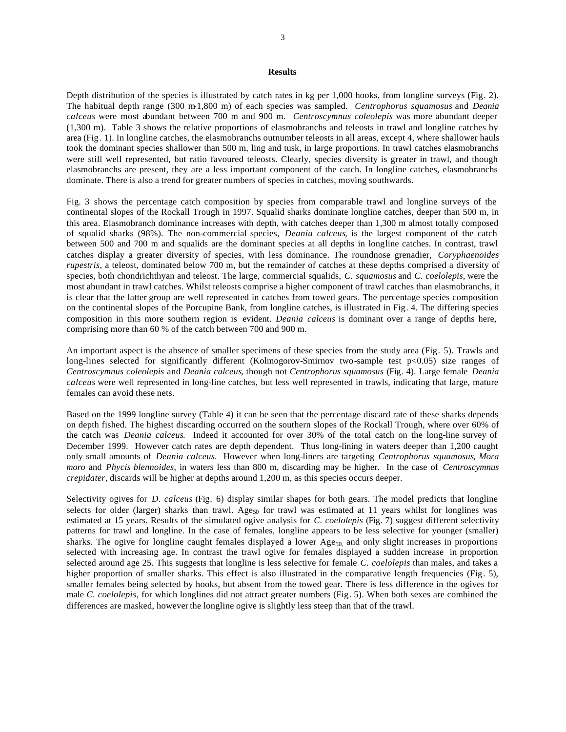## Results

Depth distribution of the species is illustrated by catch rates in kg per 1,000 hooks, from longline surveys (Fig. 2). The habitual depth range (300 m-1,800 m) of each species was sampled. *Centrophorus squamosus* and *Deania calceus* were most abundant between 700 m and 900 m. *Centroscymnus coleolepis* was more abundant deeper (1,300 m). Table 3 shows the relative proportions of elasmobranchs and teleosts in trawl and longline catches by area (Fig. 1). In longline catches, the elasmobranchs outnumber teleosts in all areas, except 4, where shallower hauls took the dominant species shallower than 500 m, ling and tusk, in large proportions. In trawl catches elasmobranchs were still well represented, but ratio favoured teleosts. Clearly, species diversity is greater in trawl, and though elasmobranchs are present, they are a less important component of the catch. In longline catches, elasmobranchs dominate. There is also a trend for greater numbers of species in catches, moving southwards.

Fig. 3 shows the percentage catch composition by species from comparable trawl and longline surveys of the continental slopes of the Rockall Trough in 1997. Squalid sharks dominate longline catches, deeper than 500 m, in this area. Elasmobranch dominance increases with depth, with catches deeper than 1,300 m almost totally composed of squalid sharks (98%). The non-commercial species, *Deania calceus*, is the largest component of the catch between 500 and 700 m and squalids are the dominant species at all depths in longline catches. In contrast, trawl catches display a greater diversity of species, with less dominance. The roundnose grenadier, *Coryphaenoides rupestris*, a teleost, dominated below 700 m, but the remainder of catches at these depths comprised a diversity of species, both chondrichthyan and teleost. The large, commercial squalids, *C. squamosus* and *C. coelolepis*, were the most abundant in trawl catches. Whilst teleosts comprise a higher component of trawl catches than elasmobranchs, it is clear that the latter group are well represented in catches from towed gears. The percentage species composition on the continental slopes of the Porcupine Bank, from longline catches, is illustrated in Fig. 4. The differing species composition in this more southern region is evident. *Deania calceus* is dominant over a range of depths here, comprising more than 60 % of the catch between 700 and 900 m.

An important aspect is the absence of smaller specimens of these species from the study area (Fig. 5). Trawls and long-lines selected for significantly different (Kolmogorov-Smirnov two-sample test $p<0.05$) size ranges of *Centroscymnus coleolepis* and *Deania calceus*, though not *Centrophorus squamosus* (Fig. 4). Large female *Deania calceus* were well represented in long-line catches, but less well represented in trawls, indicating that large, mature females can avoid these nets.

Based on the 1999 longline survey (Table 4) it can be seen that the percentage discard rate of these sharks depends on depth fished. The highest discarding occurred on the southern slopes of the Rockall Trough, where over 60% of the catch was *Deania calceus*. Indeed it accounted for over 30% of the total catch on the long-line survey of December 1999. However catch rates are depth dependent. Thus long-lining in waters deeper than 1,200 caught only small amounts of *Deania calceus*. However when long-liners are targeting *Centrophorus squamosus*, *Mora moro* and *Phycis blennoides*, in waters less than 800 m, discarding may be higher. In the case of *Centroscymnus crepidater*, discards will be higher at depths around 1,200 m, as this species occurs deeper.

Selectivity ogives for *D. calceus* (Fig. 6) display similar shapes for both gears. The model predicts that longline selects for older (larger) sharks than trawl. $Age_{50}$ for trawl was estimated at 11 years whilst for longlines was estimated at 15 years. Results of the simulated ogive analysis for *C. coelolepis* (Fig. 7) suggest different selectivity patterns for trawl and longline. In the case of females, longline appears to be less selective for younger (smaller) sharks. The ogive for longline caught females displayed a lower $Age_{50}$, and only slight increases in proportions selected with increasing age. In contrast the trawl ogive for females displayed a sudden increase in proportion selected around age 25. This suggests that longline is less selective for female *C. coelolepis* than males, and takes a higher proportion of smaller sharks. This effect is also illustrated in the comparative length frequencies (Fig. 5), smaller females being selected by hooks, but absent from the towed gear. There is less difference in the ogives for male *C. coelolepis*, for which longlines did not attract greater numbers (Fig. 5). When both sexes are combined the differences are masked, however the longline ogive is slightly less steep than that of the trawl.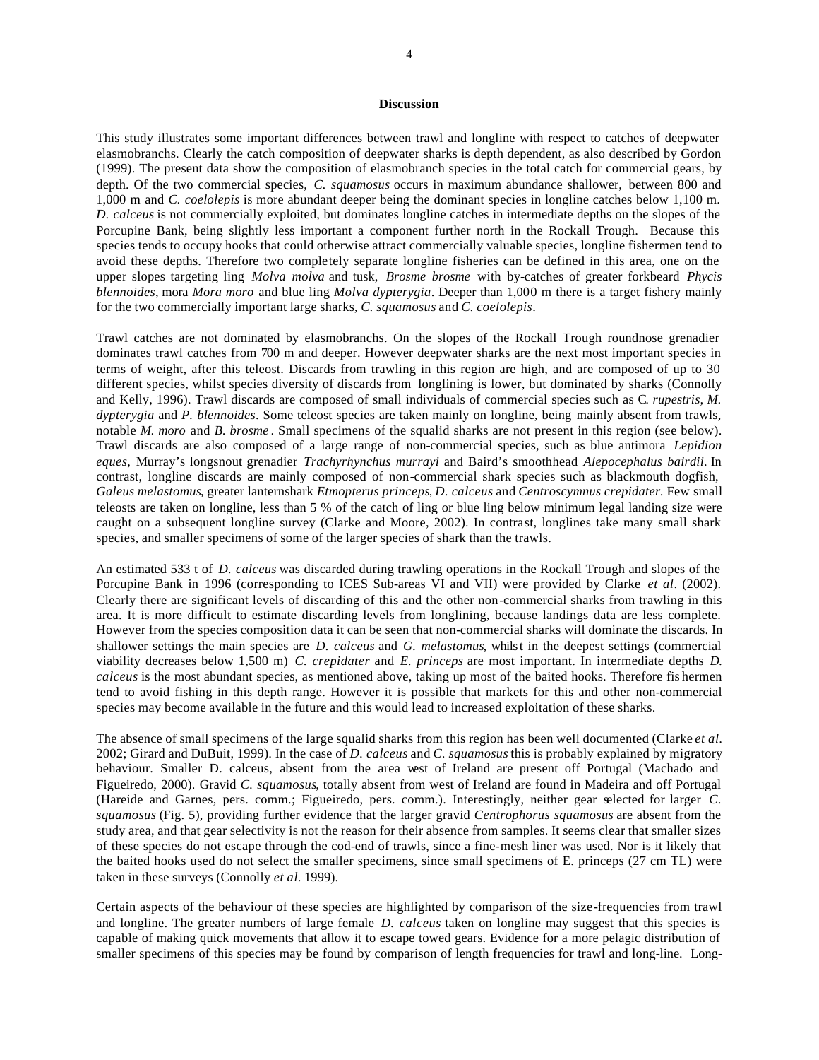## Discussion

This study illustrates some important differences between trawl and longline with respect to catches of deepwater elasmobranchs. Clearly the catch composition of deepwater sharks is depth dependent, as also described by Gordon (1999). The present data show the composition of elasmobranch species in the total catch for commercial gears, by depth. Of the two commercial species, *C. squamosus* occurs in maximum abundance shallower, between 800 and 1,000 m and *C. coelolepis* is more abundant deeper being the dominant species in longline catches below 1,100 m. *D. calceus* is not commercially exploited, but dominates longline catches in intermediate depths on the slopes of the Porcupine Bank, being slightly less important a component further north in the Rockall Trough. Because this species tends to occupy hooks that could otherwise attract commercially valuable species, longline fishermen tend to avoid these depths. Therefore two completely separate longline fisheries can be defined in this area, one on the upper slopes targeting ling *Molva molva* and tusk, *Brosme brosme* with by-catches of greater forkbeard *Phycis blennoides*, mora *Mora moro* and blue ling *Molva dypterygia*. Deeper than 1,000 m there is a target fishery mainly for the two commercially important large sharks, *C. squamosus* and *C. coelolepis*.

Trawl catches are not dominated by elasmobranchs. On the slopes of the Rockall Trough roundnose grenadier dominates trawl catches from 700 m and deeper. However deepwater sharks are the next most important species in terms of weight, after this teleost. Discards from trawling in this region are high, and are composed of up to 30 different species, whilst species diversity of discards from longlining is lower, but dominated by sharks (Connolly and Kelly, 1996). Trawl discards are composed of small individuals of commercial species such as *C. rupestris*, *M. dypterygia* and *P. blennoides*. Some teleost species are taken mainly on longline, being mainly absent from trawls, notable *M. moro* and *B. brosme*. Small specimens of the squalid sharks are not present in this region (see below). Trawl discards are also composed of a large range of non-commercial species, such as blue antimora *Lepidion eques*, Murray's longsnout grenadier *Trachyrhynchus murrayi* and Baird's smoothhead *Alepocephalus bairdii*. In contrast, longline discards are mainly composed of non-commercial shark species such as blackmouth dogfish, *Galeus melastomus*, greater lanternshark *Etmopterus princeps*, *D. calceus* and *Centroscymnus crepidater*. Few small teleosts are taken on longline, less than 5 % of the catch of ling or blue ling below minimum legal landing size were caught on a subsequent longline survey (Clarke and Moore, 2002). In contrast, longlines take many small shark species, and smaller specimens of some of the larger species of shark than the trawls.

An estimated 533 t of *D. calceus* was discarded during trawling operations in the Rockall Trough and slopes of the Porcupine Bank in 1996 (corresponding to ICES Sub-areas VI and VII) were provided by Clarke *et al*. (2002). Clearly there are significant levels of discarding of this and the other non-commercial sharks from trawling in this area. It is more difficult to estimate discarding levels from longlining, because landings data are less complete. However from the species composition data it can be seen that non-commercial sharks will dominate the discards. In shallower settings the main species are *D. calceus* and *G. melastomus*, whilst in the deepest settings (commercial viability decreases below 1,500 m) *C. crepidater* and *E. princeps* are most important. In intermediate depths *D. calceus* is the most abundant species, as mentioned above, taking up most of the baited hooks. Therefore fishermen tend to avoid fishing in this depth range. However it is possible that markets for this and other non-commercial species may become available in the future and this would lead to increased exploitation of these sharks.

The absence of small specimens of the large squalid sharks from this region has been well documented (Clarke *et al*. 2002; Girard and DuBuit, 1999). In the case of *D. calceus* and *C. squamosus* this is probably explained by migratory behaviour. Smaller D. calceus, absent from the area west of Ireland are present off Portugal (Machado and Figueiredo, 2000). Gravid *C. squamosus*, totally absent from west of Ireland are found in Madeira and off Portugal (Hareide and Garnes, pers. comm.; Figueiredo, pers. comm.). Interestingly, neither gear selected for larger *C. squamosus* (Fig. 5), providing further evidence that the larger gravid *Centrophorus squamosus* are absent from the study area, and that gear selectivity is not the reason for their absence from samples. It seems clear that smaller sizes of these species do not escape through the cod-end of trawls, since a fine-mesh liner was used. Nor is it likely that the baited hooks used do not select the smaller specimens, since small specimens of E. princeps (27 cm TL) were taken in these surveys (Connolly *et al*. 1999).

Certain aspects of the behaviour of these species are highlighted by comparison of the size-frequencies from trawl and longline. The greater numbers of large female *D. calceus* taken on longline may suggest that this species is capable of making quick movements that allow it to escape towed gears. Evidence for a more pelagic distribution of smaller specimens of this species may be found by comparison of length frequencies for trawl and long-line. Long-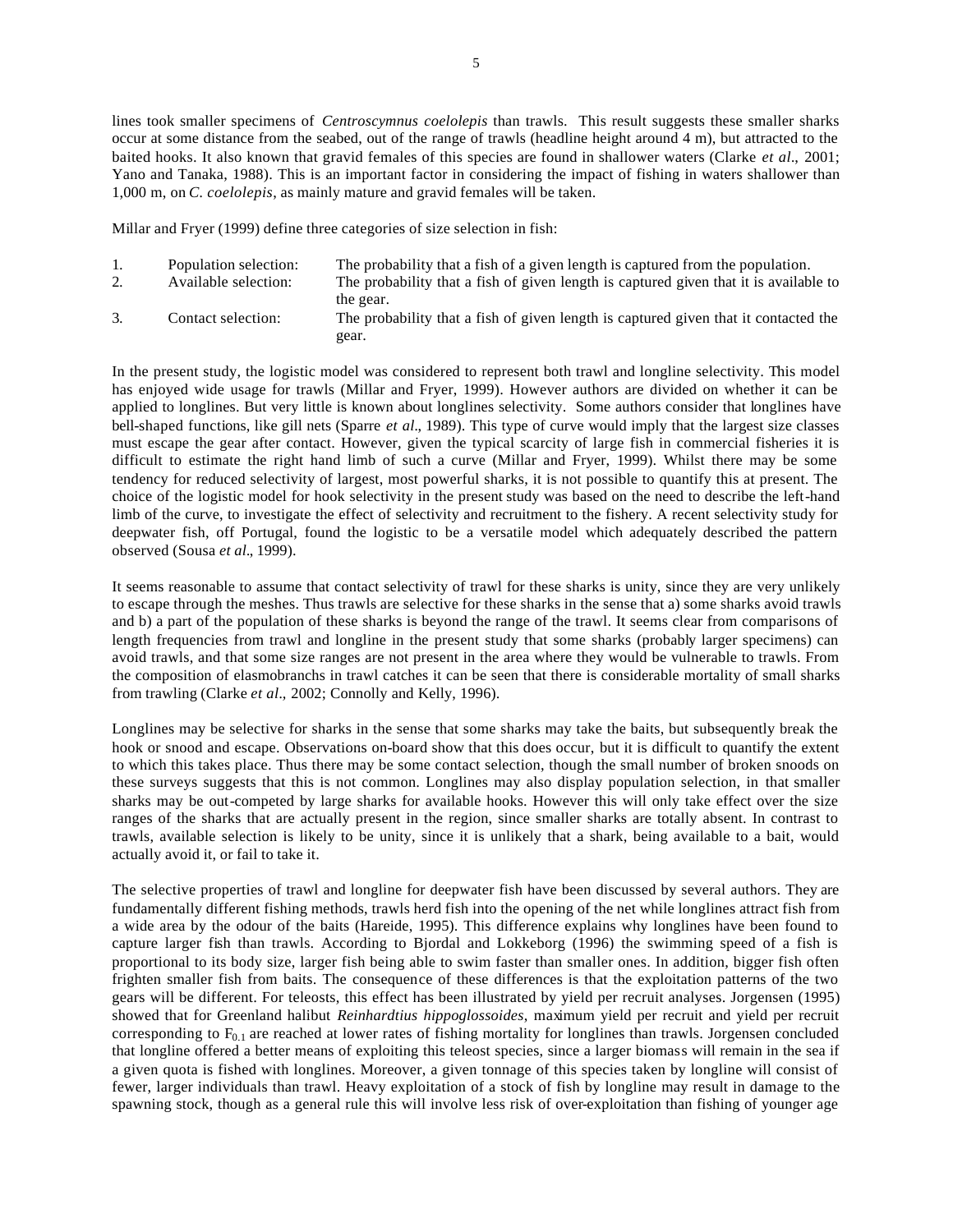lines took smaller specimens of *Centroscymnus coelolepis* than trawls. This result suggests these smaller sharks occur at some distance from the seabed, out of the range of trawls (headline height around 4 m), but attracted to the baited hooks. It also known that gravid females of this species are found in shallower waters (Clarke *et al*., 2001; Yano and Tanaka, 1988). This is an important factor in considering the impact of fishing in waters shallower than 1,000 m, on *C. coelolepis*, as mainly mature and gravid females will be taken.

Millar and Fryer (1999) define three categories of size selection in fish:

1. Population selection: The probability that a fish of a given length is captured from the population.
2. Available selection: The probability that a fish of given length is captured given that it is available to the gear.
3. Contact selection: The probability that a fish of given length is captured given that it contacted the gear.

In the present study, the logistic model was considered to represent both trawl and longline selectivity. This model has enjoyed wide usage for trawls (Millar and Fryer, 1999). However authors are divided on whether it can be applied to longlines. But very little is known about longlines selectivity. Some authors consider that longlines have bell-shaped functions, like gill nets (Sparre *et al*., 1989). This type of curve would imply that the largest size classes must escape the gear after contact. However, given the typical scarcity of large fish in commercial fisheries it is difficult to estimate the right hand limb of such a curve (Millar and Fryer, 1999). Whilst there may be some tendency for reduced selectivity of largest, most powerful sharks, it is not possible to quantify this at present. The choice of the logistic model for hook selectivity in the present study was based on the need to describe the left-hand limb of the curve, to investigate the effect of selectivity and recruitment to the fishery. A recent selectivity study for deepwater fish, off Portugal, found the logistic to be a versatile model which adequately described the pattern observed (Sousa *et al*., 1999).

It seems reasonable to assume that contact selectivity of trawl for these sharks is unity, since they are very unlikely to escape through the meshes. Thus trawls are selective for these sharks in the sense that a) some sharks avoid trawls and b) a part of the population of these sharks is beyond the range of the trawl. It seems clear from comparisons of length frequencies from trawl and longline in the present study that some sharks (probably larger specimens) can avoid trawls, and that some size ranges are not present in the area where they would be vulnerable to trawls. From the composition of elasmobranchs in trawl catches it can be seen that there is considerable mortality of small sharks from trawling (Clarke *et al*., 2002; Connolly and Kelly, 1996).

Longlines may be selective for sharks in the sense that some sharks may take the baits, but subsequently break the hook or snood and escape. Observations on-board show that this does occur, but it is difficult to quantify the extent to which this takes place. Thus there may be some contact selection, though the small number of broken snoods on these surveys suggests that this is not common. Longlines may also display population selection, in that smaller sharks may be out-competed by large sharks for available hooks. However this will only take effect over the size ranges of the sharks that are actually present in the region, since smaller sharks are totally absent. In contrast to trawls, available selection is likely to be unity, since it is unlikely that a shark, being available to a bait, would actually avoid it, or fail to take it.

The selective properties of trawl and longline for deepwater fish have been discussed by several authors. They are fundamentally different fishing methods, trawls herd fish into the opening of the net while longlines attract fish from a wide area by the odour of the baits (Hareide, 1995). This difference explains why longlines have been found to capture larger fish than trawls. According to Bjordal and Lokkeborg (1996) the swimming speed of a fish is proportional to its body size, larger fish being able to swim faster than smaller ones. In addition, bigger fish often frighten smaller fish from baits. The consequence of these differences is that the exploitation patterns of the two gears will be different. For teleosts, this effect has been illustrated by yield per recruit analyses. Jorgensen (1995) showed that for Greenland halibut *Reinhardtius hippoglossoides*, maximum yield per recruit and yield per recruit corresponding to $F_{0.1}$ are reached at lower rates of fishing mortality for longlines than trawls. Jorgensen concluded that longline offered a better means of exploiting this teleost species, since a larger biomass will remain in the sea if a given quota is fished with longlines. Moreover, a given tonnage of this species taken by longline will consist of fewer, larger individuals than trawl. Heavy exploitation of a stock of fish by longline may result in damage to the spawning stock, though as a general rule this will involve less risk of over-exploitation than fishing of younger age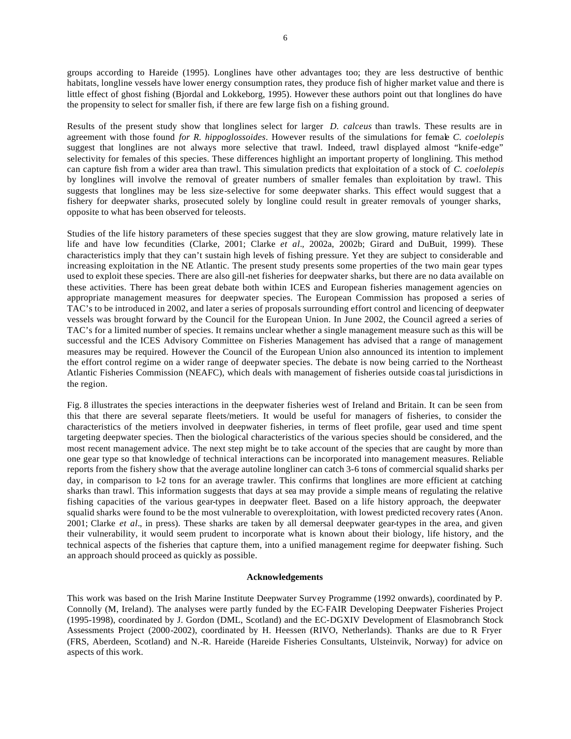groups according to Hareide (1995). Longlines have other advantages too; they are less destructive of benthic habitats, longline vessels have lower energy consumption rates, they produce fish of higher market value and there is little effect of ghost fishing (Bjordal and Lokkeborg, 1995). However these authors point out that longlines do have the propensity to select for smaller fish, if there are few large fish on a fishing ground.

Results of the present study show that longlines select for larger *D. calceus* than trawls. These results are in agreement with those found *for R. hippoglossoides*. However results of the simulations for female *C. coelolepis* suggest that longlines are not always more selective that trawl. Indeed, trawl displayed almost "knife-edge" selectivity for females of this species. These differences highlight an important property of longlining. This method can capture fish from a wider area than trawl. This simulation predicts that exploitation of a stock of *C. coelolepis* by longlines will involve the removal of greater numbers of smaller females than exploitation by trawl. This suggests that longlines may be less size-selective for some deepwater sharks. This effect would suggest that a fishery for deepwater sharks, prosecuted solely by longline could result in greater removals of younger sharks, opposite to what has been observed for teleosts.

Studies of the life history parameters of these species suggest that they are slow growing, mature relatively late in life and have low fecundities (Clarke, 2001; Clarke *et al*., 2002a, 2002b; Girard and DuBuit, 1999). These characteristics imply that they can't sustain high levels of fishing pressure. Yet they are subject to considerable and increasing exploitation in the NE Atlantic. The present study presents some properties of the two main gear types used to exploit these species. There are also gill-net fisheries for deepwater sharks, but there are no data available on these activities. There has been great debate both within ICES and European fisheries management agencies on appropriate management measures for deepwater species. The European Commission has proposed a series of TAC's to be introduced in 2002, and later a series of proposals surrounding effort control and licencing of deepwater vessels was brought forward by the Council for the European Union. In June 2002, the Council agreed a series of TAC's for a limited number of species. It remains unclear whether a single management measure such as this will be successful and the ICES Advisory Committee on Fisheries Management has advised that a range of management measures may be required. However the Council of the European Union also announced its intention to implement the effort control regime on a wider range of deepwater species. The debate is now being carried to the Northeast Atlantic Fisheries Commission (NEAFC), which deals with management of fisheries outside coastal jurisdictions in the region.

Fig. 8 illustrates the species interactions in the deepwater fisheries west of Ireland and Britain. It can be seen from this that there are several separate fleets/metiers. It would be useful for managers of fisheries, to consider the characteristics of the metiers involved in deepwater fisheries, in terms of fleet profile, gear used and time spent targeting deepwater species. Then the biological characteristics of the various species should be considered, and the most recent management advice. The next step might be to take account of the species that are caught by more than one gear type so that knowledge of technical interactions can be incorporated into management measures. Reliable reports from the fishery show that the average autoline longliner can catch 3-6 tons of commercial squalid sharks per day, in comparison to 1-2 tons for an average trawler. This confirms that longlines are more efficient at catching sharks than trawl. This information suggests that days at sea may provide a simple means of regulating the relative fishing capacities of the various gear-types in deepwater fleet. Based on a life history approach, the deepwater squalid sharks were found to be the most vulnerable to overexploitation, with lowest predicted recovery rates (Anon. 2001; Clarke *et al*., in press). These sharks are taken by all demersal deepwater gear-types in the area, and given their vulnerability, it would seem prudent to incorporate what is known about their biology, life history, and the technical aspects of the fisheries that capture them, into a unified management regime for deepwater fishing. Such an approach should proceed as quickly as possible.

**Acknowledgements**

This work was based on the Irish Marine Institute Deepwater Survey Programme (1992 onwards), coordinated by P. Connolly (M, Ireland). The analyses were partly funded by the EC-FAIR Developing Deepwater Fisheries Project (1995-1998), coordinated by J. Gordon (DML, Scotland) and the EC-DGXIV Development of Elasmobranch Stock Assessments Project (2000-2002), coordinated by H. Heessen (RIVO, Netherlands). Thanks are due to R Fryer (FRS, Aberdeen, Scotland) and N.-R. Hareide (Hareide Fisheries Consultants, Ulsteinvik, Norway) for advice on aspects of this work.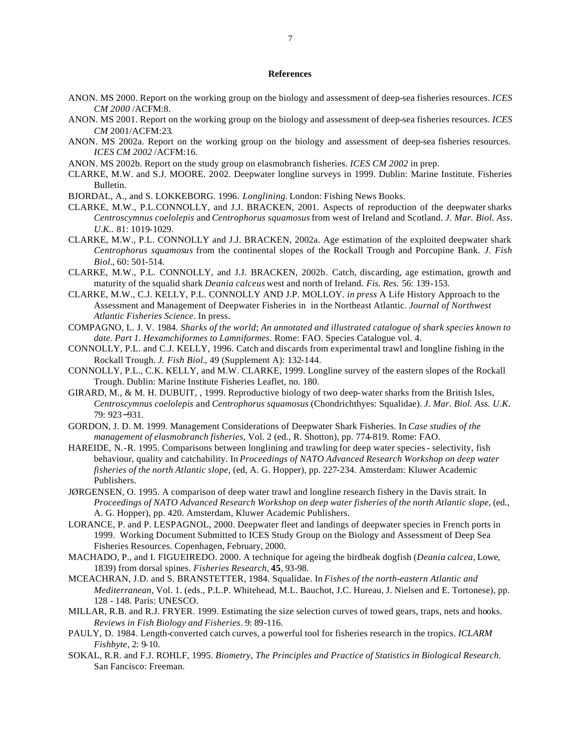## References

ANON. MS 2000. Report on the working group on the biology and assessment of deep-sea fisheries resources. *ICES CM 2000* /ACFM:8.

ANON. MS 2001. Report on the working group on the biology and assessment of deep-sea fisheries resources. *ICES CM* 2001/ACFM:23.

ANON. MS 2002a. Report on the working group on the biology and assessment of deep-sea fisheries resources. *ICES CM 2002* /ACFM:16.

ANON. MS 2002b. Report on the study group on elasmobranch fisheries. *ICES CM 2002* in prep.

CLARKE, M.W. and S.J. MOORE. 2002. Deepwater longline surveys in 1999. Dublin: Marine Institute. Fisheries Bulletin.

BJORDAL, A., and S. LOKKEBORG. 1996. *Longlining*. London: Fishing News Books.

CLARKE, M.W., P.L.CONNOLLY, and J.J. BRACKEN, 2001. Aspects of reproduction of the deepwater sharks *Centroscymnus coelolepis* and *Centrophorus squamosus* from west of Ireland and Scotland. *J. Mar. Biol. Ass. U.K.*. 81: 1019-1029.

CLARKE, M.W., P.L. CONNOLLY and J.J. BRACKEN, 2002a. Age estimation of the exploited deepwater shark *Centrophorus squamosus* from the continental slopes of the Rockall Trough and Porcupine Bank. *J. Fish Biol*., 60: 501-514.

CLARKE, M.W., P.L. CONNOLLY, and J.J. BRACKEN, 2002b. Catch, discarding, age estimation, growth and maturity of the squalid shark *Deania calceus* west and north of Ireland. *Fis. Res.* 56: 139-153.

CLARKE, M.W., C.J. KELLY, P.L. CONNOLLY AND J.P. MOLLOY. *in press* A Life History Approach to the Assessment and Management of Deepwater Fisheries in in the Northeast Atlantic. *Journal of Northwest Atlantic Fisheries Science*. In press.

COMPAGNO, L. J. V. 1984. *Sharks of the world*; *An annotated and illustrated catalogue of shark species known to date. Part 1. Hexamchiformes to Lamniformes*. Rome: FAO. Species Catalogue vol. 4.

CONNOLLY, P.L. and C.J. KELLY, 1996. Catch and discards from experimental trawl and longline fishing in the Rockall Trough. *J. Fish Biol*., 49 (Supplement A): 132-144.

CONNOLLY, P.L., C.K. KELLY, and M.W. CLARKE, 1999. Longline survey of the eastern slopes of the Rockall Trough. Dublin: Marine Institute Fisheries Leaflet, no. 180.

GIRARD, M., & M. H. DUBUIT, , 1999. Reproductive biology of two deep-water sharks from the British Isles, *Centroscymnus coelolepis* and *Centrophorus squamosus* (Chondrichthyes: Squalidae). *J. Mar. Biol. Ass. U.K.* 79: 923−931.

GORDON, J. D. M. 1999. Management Considerations of Deepwater Shark Fisheries. In *Case studies of the management of elasmobranch fisheries*, Vol. 2 (ed., R. Shotton), pp. 774-819. Rome: FAO.

HAREIDE, N.-R. 1995. Comparisons between longlining and trawling for deep water species - selectivity, fish behaviour, quality and catchability. In *Proceedings of NATO Advanced Research Workshop on deep water fisheries of the north Atlantic slope*, (ed, A. G. Hopper), pp. 227-234. Amsterdam: Kluwer Academic Publishers.

JØRGENSEN, O. 1995. A comparison of deep water trawl and longline research fishery in the Davis strait. In *Proceedings of NATO Advanced Research Workshop on deep water fisheries of the north Atlantic slope*, (ed., A. G. Hopper), pp. 420. Amsterdam, Kluwer Academic Publishers.

LORANCE, P. and P. LESPAGNOL, 2000. Deepwater fleet and landings of deepwater species in French ports in 1999. Working Document Submitted to ICES Study Group on the Biology and Assessment of Deep Sea Fisheries Resources. Copenhagen, February, 2000.

MACHADO, P., and I. FIGUEIREDO. 2000. A technique for ageing the birdbeak dogfish (*Deania calcea*, Lowe, 1839) from dorsal spines. *Fisheries Research*, **45**, 93-98.

MCEACHRAN, J.D. and S. BRANSTETTER, 1984. Squalidae. In *Fishes of the north-eastern Atlantic and Mediterranean*, Vol. 1. (eds., P.L.P. Whitehead, M.L. Bauchot, J.C. Hureau, J. Nielsen and E. Tortonese), pp. 128 - 148. Paris: UNESCO.

MILLAR, R.B. and R.J. FRYER. 1999. Estimating the size selection curves of towed gears, traps, nets and hooks. *Reviews in Fish Biology and Fisheries*. 9: 89-116.

PAULY, D. 1984. Length-converted catch curves, a powerful tool for fisheries research in the tropics. *ICLARM Fishbyte*, 2: 9-10.

SOKAL, R.R. and F.J. ROHLF, 1995. *Biometry, The Principles and Practice of Statistics in Biological Research.* San Fancisco: Freeman.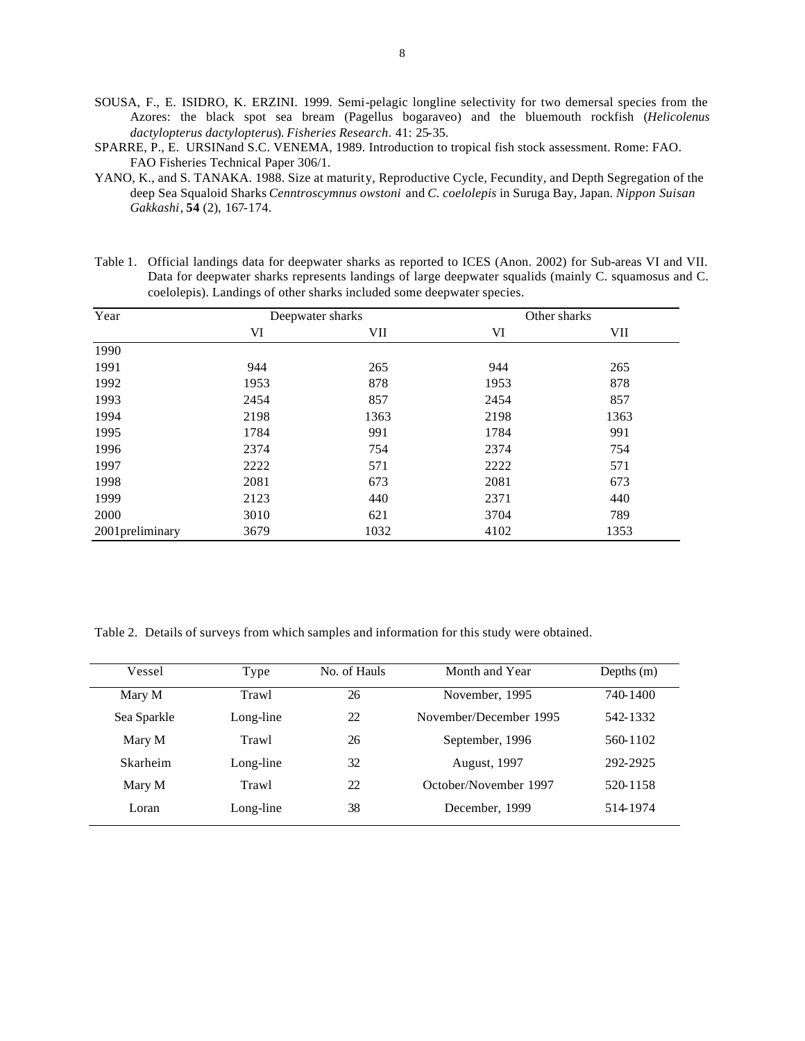SOUSA, F., E. ISIDRO, K. ERZINI. 1999. Semi-pelagic longline selectivity for two demersal species from the Azores: the black spot sea bream (Pagellus bogaraveo) and the bluemouth rockfish (*Helicolenus dactylopterus dactylopterus*). *Fisheries Research*. 41: 25-35.

SPARRE, P., E. URSINand S.C. VENEMA, 1989. Introduction to tropical fish stock assessment. Rome: FAO. FAO Fisheries Technical Paper 306/1.

YANO, K., and S. TANAKA. 1988. Size at maturity, Reproductive Cycle, Fecundity, and Depth Segregation of the deep Sea Squaloid Sharks *Cenntroscymnus owstoni* and *C. coelolepis* in Suruga Bay, Japan. *Nippon Suisan Gakkashi*, **54** (2), 167-174.

Table 1. Official landings data for deepwater sharks as reported to ICES (Anon. 2002) for Sub-areas VI and VII. Data for deepwater sharks represents landings of large deepwater squalids (mainly C. squamosus and C. coelolepis). Landings of other sharks included some deepwater species.

| Year | Deepwater sharks | | Other sharks | |
|---|---|---|---|---|
| | VI | VII | VI | VII |
| 1990 | | | | |
| 1991 | 944 | 265 | 944 | 265 |
| 1992 | 1953 | 878 | 1953 | 878 |
| 1993 | 2454 | 857 | 2454 | 857 |
| 1994 | 2198 | 1363 | 2198 | 1363 |
| 1995 | 1784 | 991 | 1784 | 991 |
| 1996 | 2374 | 754 | 2374 | 754 |
| 1997 | 2222 | 571 | 2222 | 571 |
| 1998 | 2081 | 673 | 2081 | 673 |
| 1999 | 2123 | 440 | 2371 | 440 |
| 2000 | 3010 | 621 | 3704 | 789 |
| 2001preliminary | 3679 | 1032 | 4102 | 1353 |

Table 2. Details of surveys from which samples and information for this study were obtained.

| Vessel | Type | No. of Hauls | Month and Year | Depths (m) |
|---|---|---|---|---|
| Mary M | Trawl | 26 | November, 1995 | 740-1400 |
| Sea Sparkle | Long-line | 22 | November/December 1995 | 542-1332 |
| Mary M | Trawl | 26 | September, 1996 | 560-1102 |
| Skarheim | Long-line | 32 | August, 1997 | 292-2925 |
| Mary M | Trawl | 22 | October/November 1997 | 520-1158 |
| Loran | Long-line | 38 | December, 1999 | 514-1974 |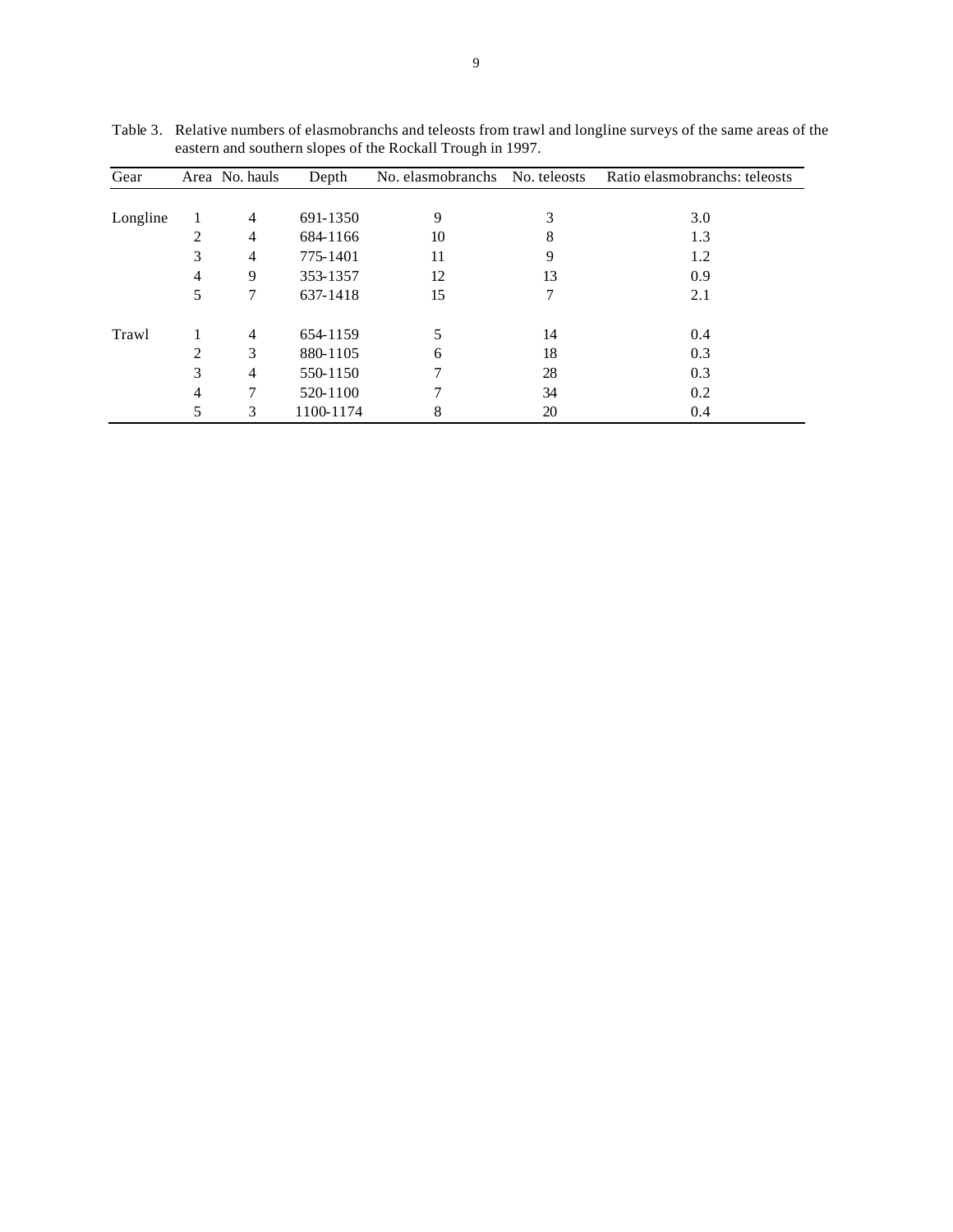Table 3. Relative numbers of elasmobranchs and teleosts from trawl and longline surveys of the same areas of the eastern and southern slopes of the Rockall Trough in 1997.

| Gear | Area | No. hauls | Depth | No. elasmobranchs | No. teleosts | Ratio elasmobranchs: teleosts |
|---|---|---|---|---|---|---|
| Longline | 1 | 4 | 691-1350 | 9 | 3 | 3.0 |
| | 2 | 4 | 684-1166 | 10 | 8 | 1.3 |
| | 3 | 4 | 775-1401 | 11 | 9 | 1.2 |
| | 4 | 9 | 353-1357 | 12 | 13 | 0.9 |
| | 5 | 7 | 637-1418 | 15 | 7 | 2.1 |
| Trawl | 1 | 4 | 654-1159 | 5 | 14 | 0.4 |
| | 2 | 3 | 880-1105 | 6 | 18 | 0.3 |
| | 3 | 4 | 550-1150 | 7 | 28 | 0.3 |
| | 4 | 7 | 520-1100 | 7 | 34 | 0.2 |
| | 5 | 3 | 1100-1174 | 8 | 20 | 0.4 |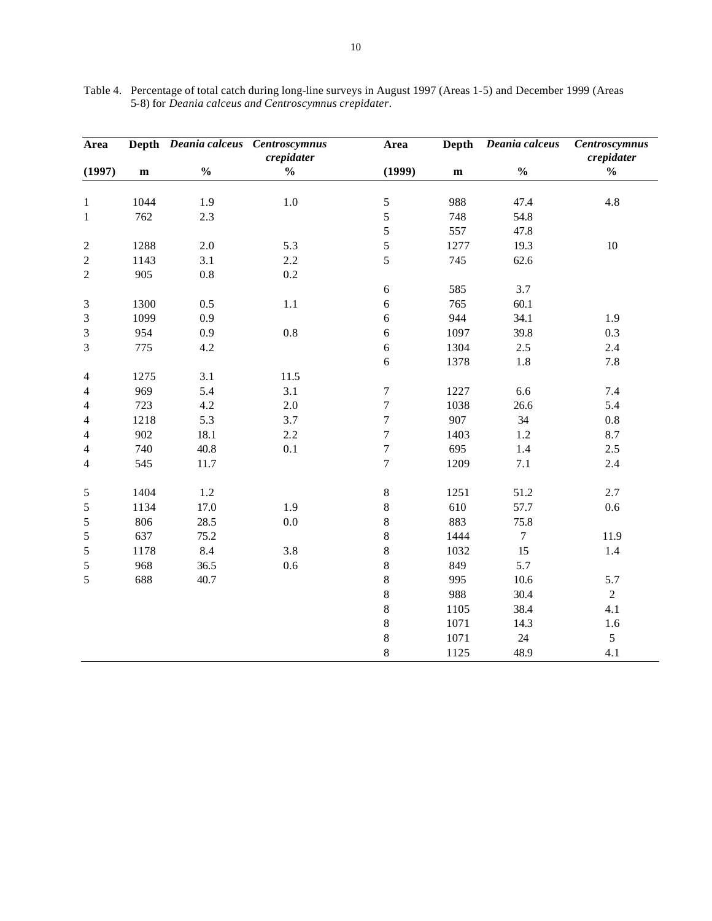Table 4. Percentage of total catch during long-line surveys in August 1997 (Areas 1-5) and December 1999 (Areas 5-8) for *Deania calceus and Centroscymnus crepidater*.

| Area | Depth | *Deania calceus* | *Centroscymnus crepidater* | Area | Depth | *Deania calceus* | *Centroscymnus crepidater* |
|---|---|---|---|---|---|---|---|
| (1997) | m | % | % | (1999) | m | % | % |
| 1 | 1044 | 1.9 | 1.0 | 5 | 988 | 47.4 | 4.8 |
| 1 | 762 | 2.3 | | 5 | 748 | 54.8 | |
| | | | | 5 | 557 | 47.8 | |
| 2 | 1288 | 2.0 | 5.3 | 5 | 1277 | 19.3 | 10 |
| 2 | 1143 | 3.1 | 2.2 | 5 | 745 | 62.6 | |
| 2 | 905 | 0.8 | 0.2 | | | | |
| | | | | 6 | 585 | 3.7 | |
| 3 | 1300 | 0.5 | 1.1 | 6 | 765 | 60.1 | |
| 3 | 1099 | 0.9 | | 6 | 944 | 34.1 | 1.9 |
| 3 | 954 | 0.9 | 0.8 | 6 | 1097 | 39.8 | 0.3 |
| 3 | 775 | 4.2 | | 6 | 1304 | 2.5 | 2.4 |
| | | | | 6 | 1378 | 1.8 | 7.8 |
| 4 | 1275 | 3.1 | 11.5 | | | | |
| 4 | 969 | 5.4 | 3.1 | 7 | 1227 | 6.6 | 7.4 |
| 4 | 723 | 4.2 | 2.0 | 7 | 1038 | 26.6 | 5.4 |
| 4 | 1218 | 5.3 | 3.7 | 7 | 907 | 34 | 0.8 |
| 4 | 902 | 18.1 | 2.2 | 7 | 1403 | 1.2 | 8.7 |
| 4 | 740 | 40.8 | 0.1 | 7 | 695 | 1.4 | 2.5 |
| 4 | 545 | 11.7 | | 7 | 1209 | 7.1 | 2.4 |
| 5 | 1404 | 1.2 | | 8 | 1251 | 51.2 | 2.7 |
| 5 | 1134 | 17.0 | 1.9 | 8 | 610 | 57.7 | 0.6 |
| 5 | 806 | 28.5 | 0.0 | 8 | 883 | 75.8 | |
| 5 | 637 | 75.2 | | 8 | 1444 | 7 | 11.9 |
| 5 | 1178 | 8.4 | 3.8 | 8 | 1032 | 15 | 1.4 |
| 5 | 968 | 36.5 | 0.6 | 8 | 849 | 5.7 | |
| 5 | 688 | 40.7 | | 8 | 995 | 10.6 | 5.7 |
| | | | | 8 | 988 | 30.4 | 2 |
| | | | | 8 | 1105 | 38.4 | 4.1 |
| | | | | 8 | 1071 | 14.3 | 1.6 |
| | | | | 8 | 1071 | 24 | 5 |
| | | | | 8 | 1125 | 48.9 | 4.1 |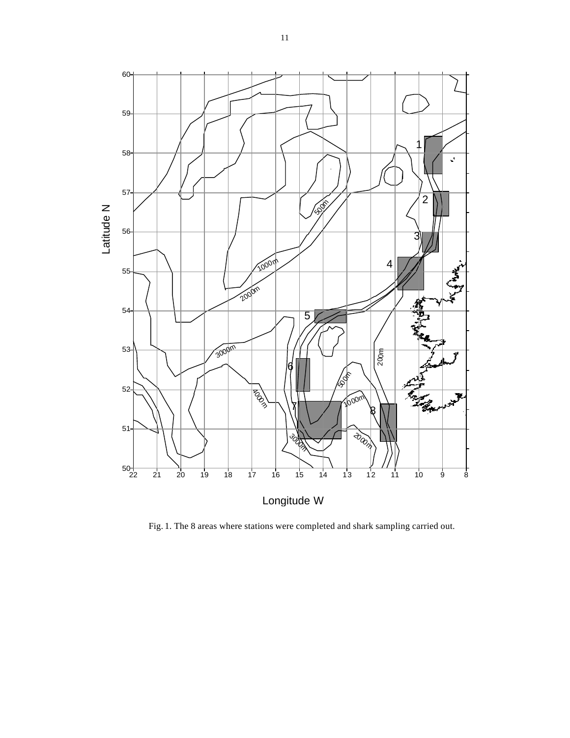Fig. 1. The 8 areas where stations were completed and shark sampling carried out.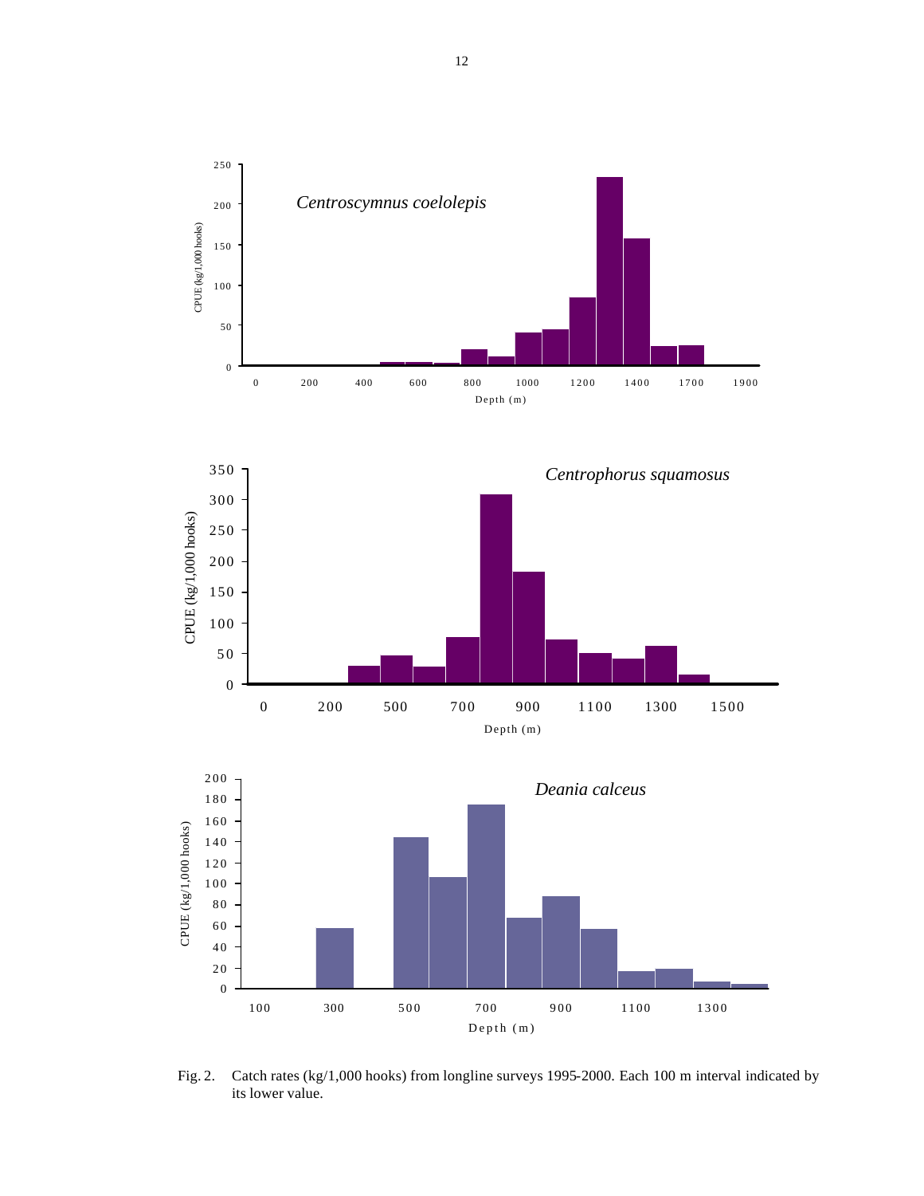Fig. 2. Catch rates (kg/1,000 hooks) from longline surveys 1995-2000. Each 100 m interval indicated by its lower value.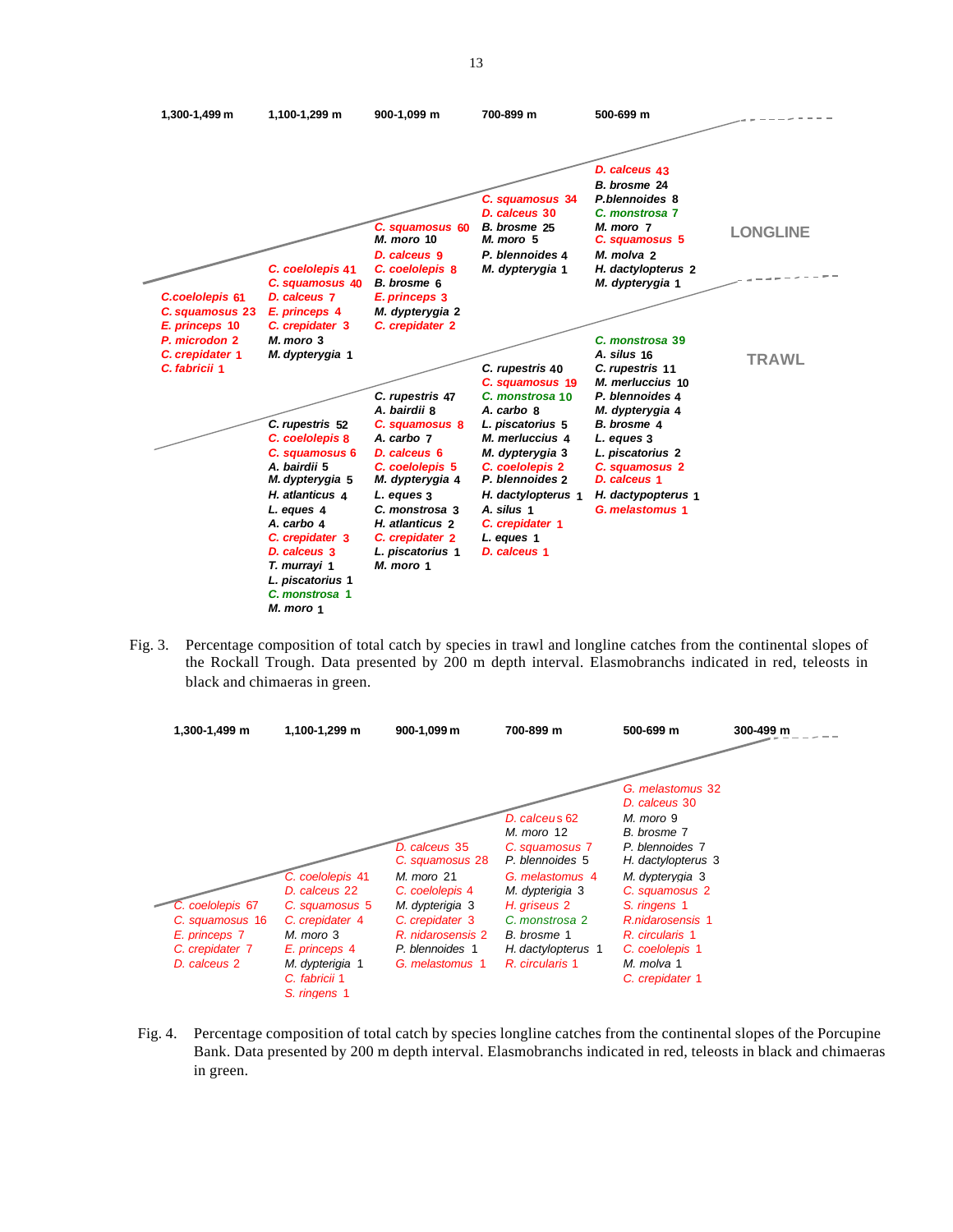| | 1,300-1,499 m | 1,100-1,299 m | 900-1,099 m | 700-899 m | 500-699 m |
|---|---|---|---|---|---|
| **LONGLINE** | C.coelolepis 61<br>C. squamosus 23<br>E. princeps 10<br>P. microdon 2<br>C. crepidater 1<br>C. fabricii 1 | C. coelolepis 41<br>C. squamosus 40<br>D. calceus 7<br>E. princeps 4<br>C. crepidater 3<br>M. moro 3<br>M. dypterygia 1 | C. squamosus 60<br>M. moro 10<br>D. calceus 9<br>C. coelolepis 8<br>B. brosme 6<br>E. princeps 3<br>M. dypterygia 2<br>C. crepidater 2 | C. squamosus 34<br>D. calceus 30<br>B. brosme 25<br>M. moro 5<br>P. blennoides 4<br>M. dypterygia 1 | D. calceus 43<br>B. brosme 24<br>P.blennoides 8<br>C. monstrosa 7<br>M. moro 7<br>C. squamosus 5<br>M. molva 2<br>H. dactylopterus 2<br>M. dypterygia 1 |
| **TRAWL** | | C. rupestris 52<br>C. coelolepis 8<br>C. squamosus 6<br>A. bairdii 5<br>M. dypterygia 5<br>H. atlanticus 4<br>L. eques 4<br>A. carbo 4<br>C. crepidater 3<br>D. calceus 3<br>T. murrayi 1<br>L. piscatorius 1<br>C. monstrosa 1<br>M. moro 1 | C. rupestris 47<br>A. bairdii 8<br>C. squamosus 8<br>A. carbo 7<br>D. calceus 6<br>C. coelolepis 5<br>M. dypterygia 4<br>L. eques 3<br>C. monstrosa 3<br>H. atlanticus 2<br>C. crepidater 2<br>L. piscatorius 1<br>M. moro 1 | C. rupestris 40<br>C. squamosus 19<br>C. monstrosa 10<br>A. carbo 8<br>L. piscatorius 5<br>M. merluccius 4<br>M. dypterygia 3<br>C. coelolepis 2<br>P. blennoides 2<br>H. dactylopterus 1<br>A. silus 1<br>C. crepidater 1<br>L. eques 1<br>D. calceus 1 | C. monstrosa 39<br>A. silus 16<br>C. rupestris 11<br>M. merluccius 10<br>P. blennoides 4<br>M. dypterygia 4<br>B. brosme 4<br>L. eques 3<br>L. piscatorius 2<br>C. squamosus 2<br>D. calceus 1<br>H. dactypopterus 1<br>G. melastomus 1 |

Fig. 3. Percentage composition of total catch by species in trawl and longline catches from the continental slopes of the Rockall Trough. Data presented by 200 m depth interval. Elasmobranchs indicated in red, teleosts in black and chimaeras in green.

| 1,300-1,499 m | 1,100-1,299 m | 900-1,099 m | 700-899 m | 500-699 m | 300-499 m |
|---|---|---|---|---|---|
| C. coelolepis 67<br>C. squamosus 16<br>E. princeps 7<br>C. crepidater 7<br>D. calceus 2 | C. coelolepis 41<br>D. calceus 22<br>C. squamosus 5<br>C. crepidater 4<br>M. moro 3<br>E. princeps 4<br>M. dypterigia 1<br>C. fabricii 1<br>S. ringens 1 | D. calceus 35<br>C. squamosus 28<br>M. moro 21<br>C. coelolepis 4<br>M. dypterigia 3<br>C. crepidater 3<br>R. nidarosensis 2<br>P. blennoides 1<br>G. melastomus 1 | D. calceus 62<br>M. moro 12<br>C. squamosus 7<br>P. blennoides 5<br>G. melastomus 4<br>M. dypterigia 3<br>H. griseus 2<br>C. monstrosa 2<br>B. brosme 1<br>H. dactylopterus 1<br>R. circularis 1 | G. melastomus 32<br>D. calceus 30<br>M. moro 9<br>B. brosme 7<br>P. blennoides 7<br>H. dactylopterus 3<br>M. dypterygia 3<br>C. squamosus 2<br>S. ringens 1<br>R.nidarosensis 1<br>R. circularis 1<br>C. coelolepis 1<br>M. molva 1<br>C. crepidater 1 | |

Fig. 4. Percentage composition of total catch by species longline catches from the continental slopes of the Porcupine Bank. Data presented by 200 m depth interval. Elasmobranchs indicated in red, teleosts in black and chimaeras in green.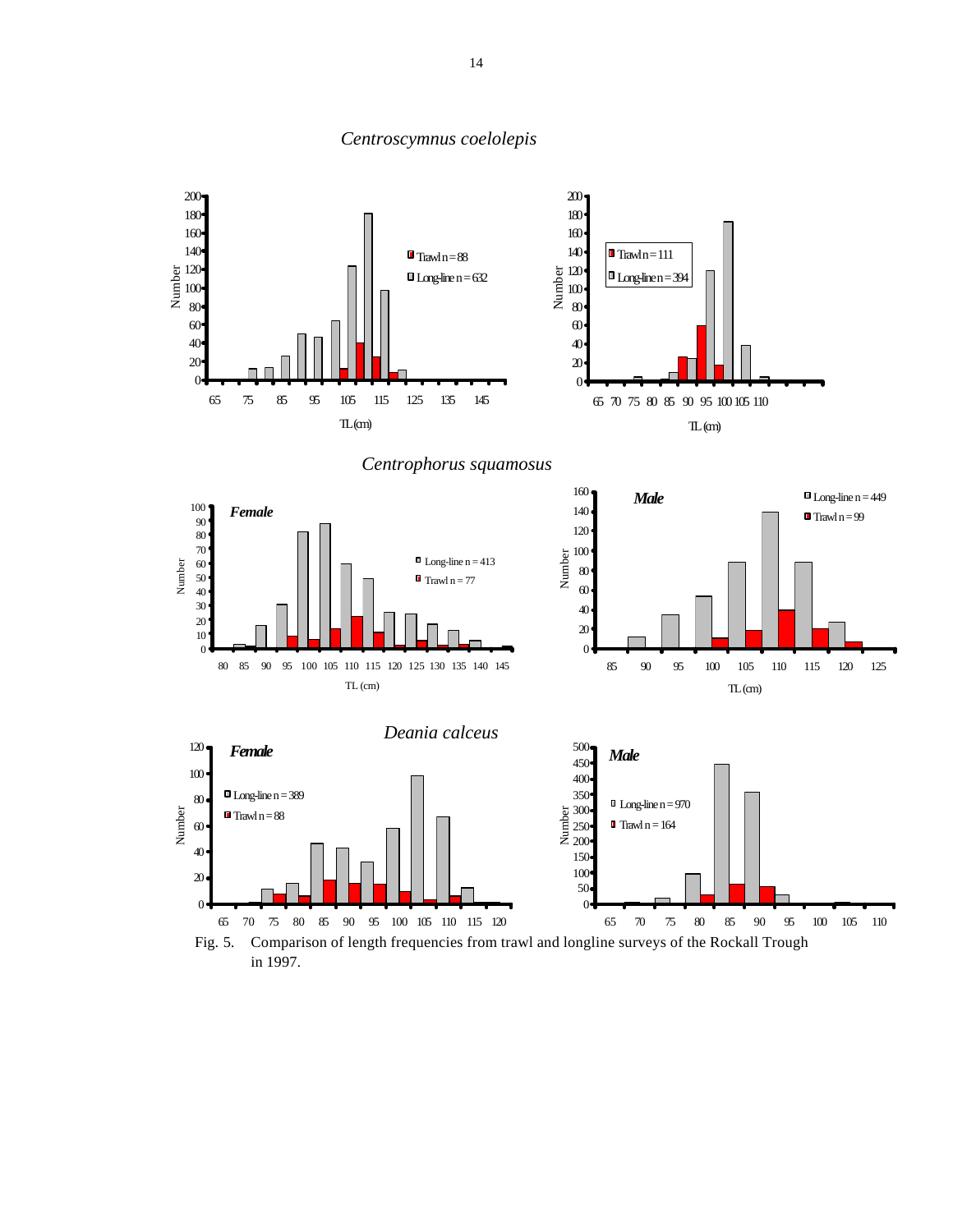*Centroscymnus coelolepis*

*Centrophorus squamosus*

*Deania calceus*

Fig. 5. Comparison of length frequencies from trawl and longline surveys of the Rockall Trough in 1997.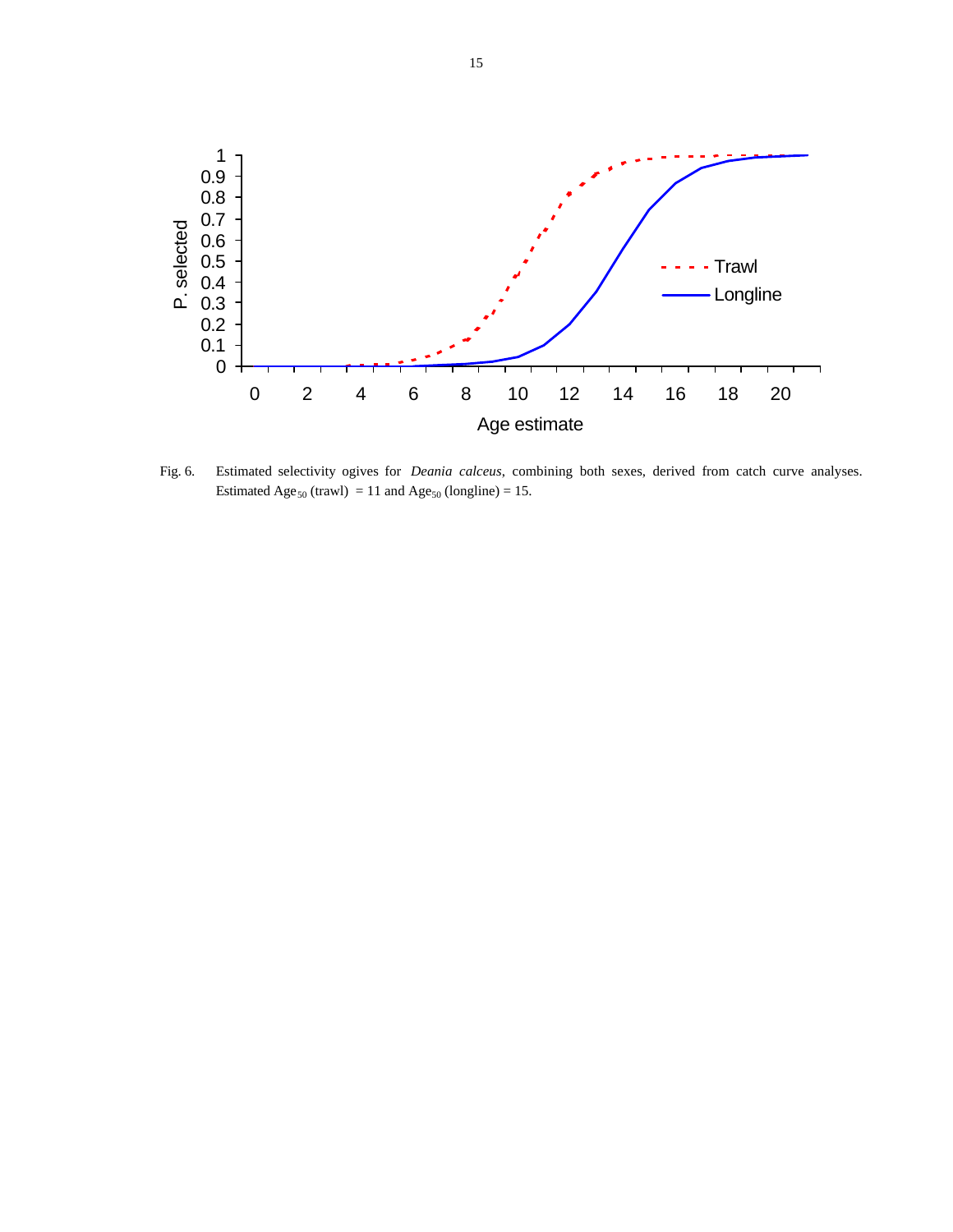Fig. 6. Estimated selectivity ogives for *Deania calceus*, combining both sexes, derived from catch curve analyses. Estimated $Age_{50}$ (trawl) = 11 and $Age_{50}$ (longline) = 15.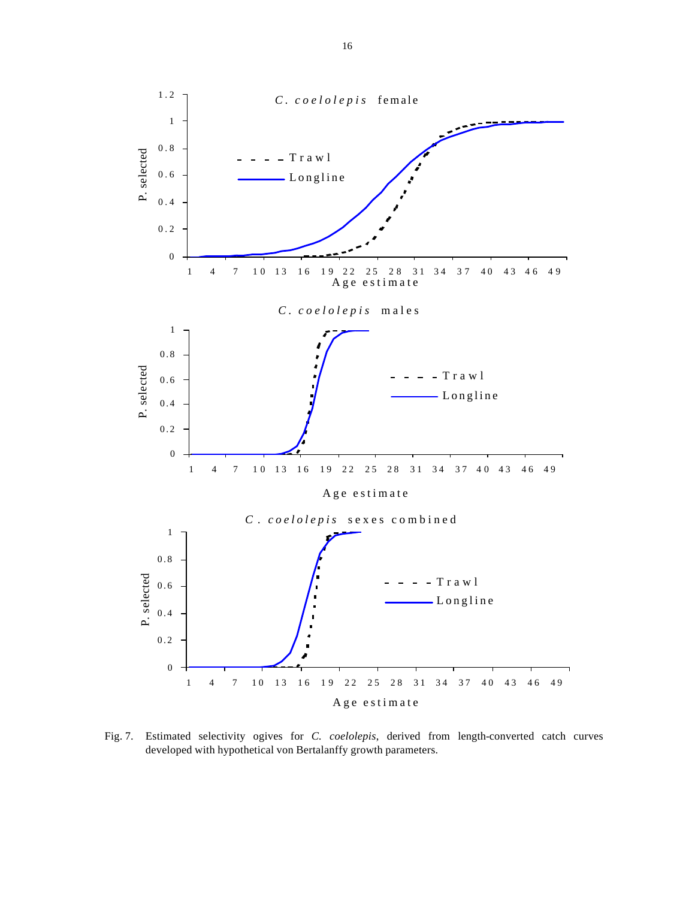Fig. 7. Estimated selectivity ogives for *C. coelolepis*, derived from length-converted catch curves developed with hypothetical von Bertalanffy growth parameters.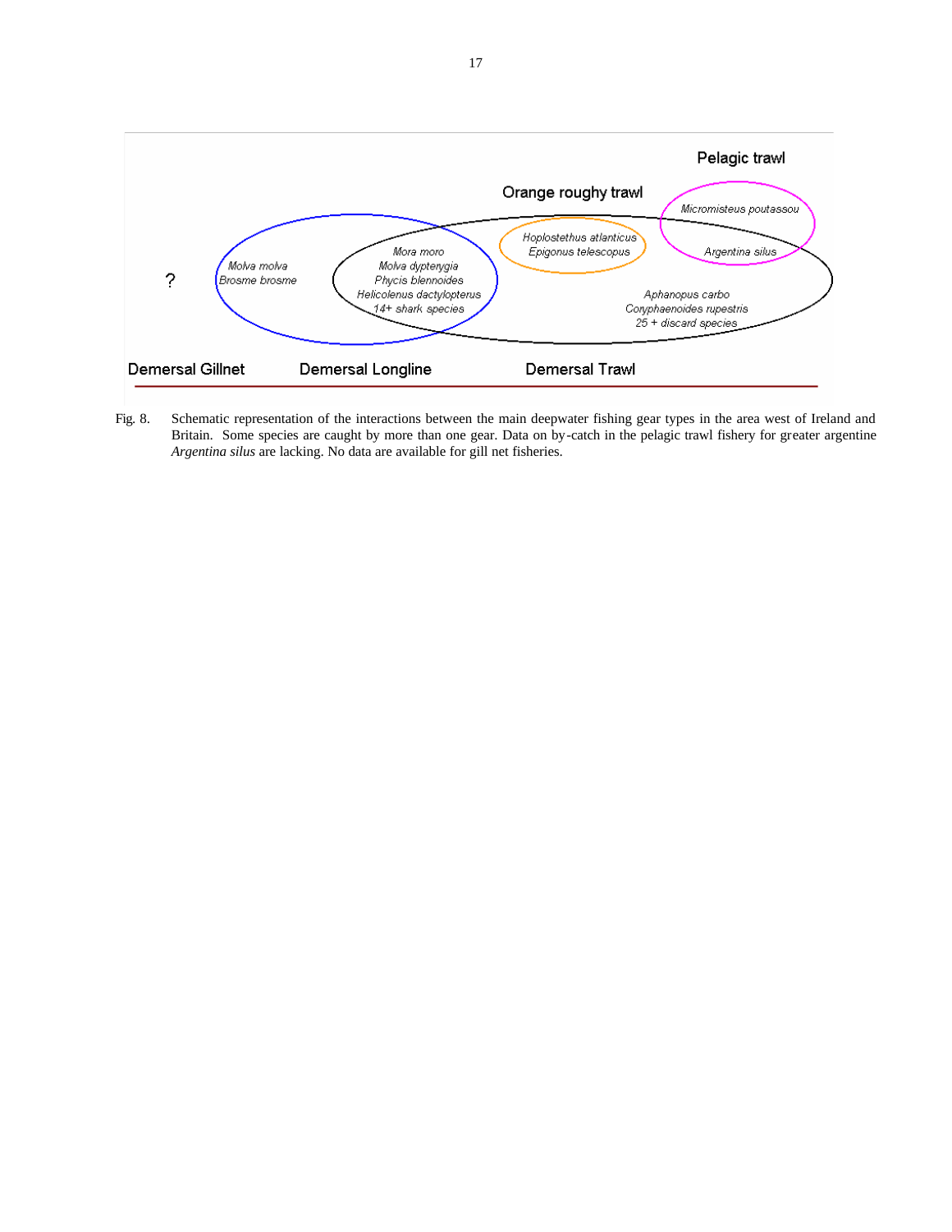Pelagic trawl

Orange roughy trawl

*Micromisteus poutassou*

*Hoplostethus atlanticus*
*Epigonus telescopus*

*Argentina silus*

*Mora moro*
*Molva dypterygia*
*Phycis blennoides*
*Helicolenus dactylopterus*
14+ shark species

?

*Molva molva*
*Brosme brosme*

*Aphanopus carbo*
*Coryphaenoides rupestris*
25 + discard species

Demersal Gillnet

Demersal Longline

Demersal Trawl

Fig. 8. Schematic representation of the interactions between the main deepwater fishing gear types in the area west of Ireland and Britain. Some species are caught by more than one gear. Data on by-catch in the pelagic trawl fishery for greater argentine *Argentina silus* are lacking. No data are available for gill net fisheries.